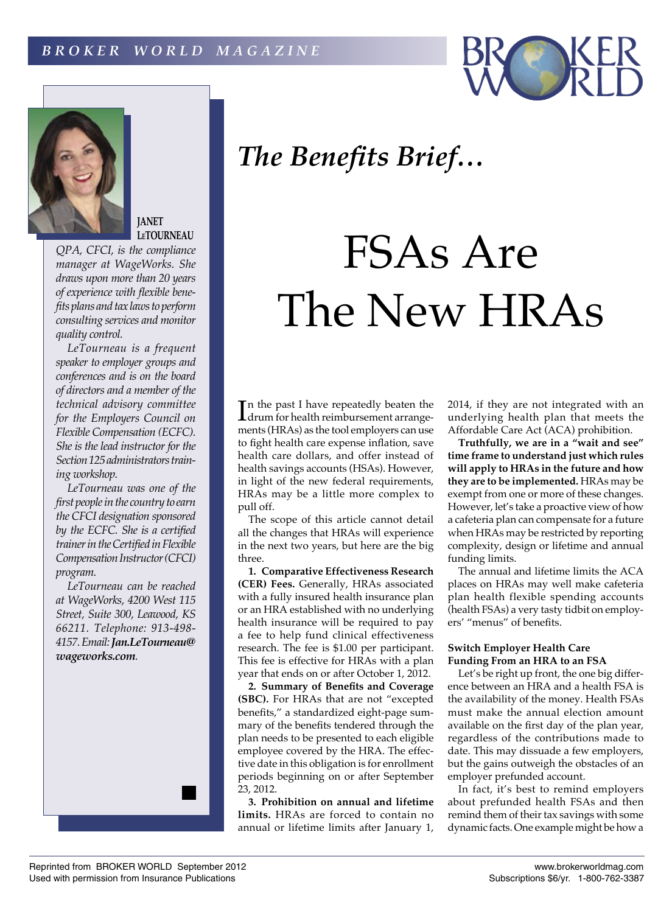# The Benefits Brief…

# FSAs Are The New HRAs

**JANET LeTOURNEAU**

*QPA, CFCI, is the compliance manager at WageWorks. She draws upon more than 20 years of experience with flexible benefits plans and tax laws to perform consulting services and monitor quality control.*

*LeTourneau is a frequent speaker to employer groups and conferences and is on the board of directors and a member of the technical advisory committee for the Employers Council on Flexible Compensation (ECFC). She is the lead instructor for the Section 125 administrators training workshop.*

*LeTourneau was one of the first people in the country to earn the CFCI designation sponsored by the ECFC. She is a certified trainer in the Certified in Flexible Compensation Instructor (CFCI) program.*

*LeTourneau can be reached at WageWorks, 4200 West 115 Street, Suite 300, Leawood, KS 66211. Telephone: 913-498-4157. Email:* ***Jan.LeTourneau@wageworks.com****.*

In the past I have repeatedly beaten the drum for health reimbursement arrangements (HRAs) as the tool employers can use to fight health care expense inflation, save health care dollars, and offer instead of health savings accounts (HSAs). However, in light of the new federal requirements, HRAs may be a little more complex to pull off.

The scope of this article cannot detail all the changes that HRAs will experience in the next two years, but here are the big three.

**1. Comparative Effectiveness Research (CER) Fees.** Generally, HRAs associated with a fully insured health insurance plan or an HRA established with no underlying health insurance will be required to pay a fee to help fund clinical effectiveness research. The fee is $1.00 per participant. This fee is effective for HRAs with a plan year that ends on or after October 1, 2012.

**2. Summary of Benefits and Coverage (SBC).** For HRAs that are not "excepted benefits," a standardized eight-page summary of the benefits tendered through the plan needs to be presented to each eligible employee covered by the HRA. The effective date in this obligation is for enrollment periods beginning on or after September 23, 2012.

**3. Prohibition on annual and lifetime limits.** HRAs are forced to contain no annual or lifetime limits after January 1, 2014, if they are not integrated with an underlying health plan that meets the Affordable Care Act (ACA) prohibition.

**Truthfully, we are in a "wait and see" time frame to understand just which rules will apply to HRAs in the future and how they are to be implemented.** HRAs may be exempt from one or more of these changes. However, let's take a proactive view of how a cafeteria plan can compensate for a future when HRAs may be restricted by reporting complexity, design or lifetime and annual funding limits.

The annual and lifetime limits the ACA places on HRAs may well make cafeteria plan health flexible spending accounts (health FSAs) a very tasty tidbit on employers' "menus" of benefits.

### Switch Employer Health Care Funding From an HRA to an FSA

Let's be right up front, the one big difference between an HRA and a health FSA is the availability of the money. Health FSAs must make the annual election amount available on the first day of the plan year, regardless of the contributions made to date. This may dissuade a few employers, but the gains outweigh the obstacles of an employer prefunded account.

In fact, it's best to remind employers about prefunded health FSAs and then remind them of their tax savings with some dynamic facts. One example might be how a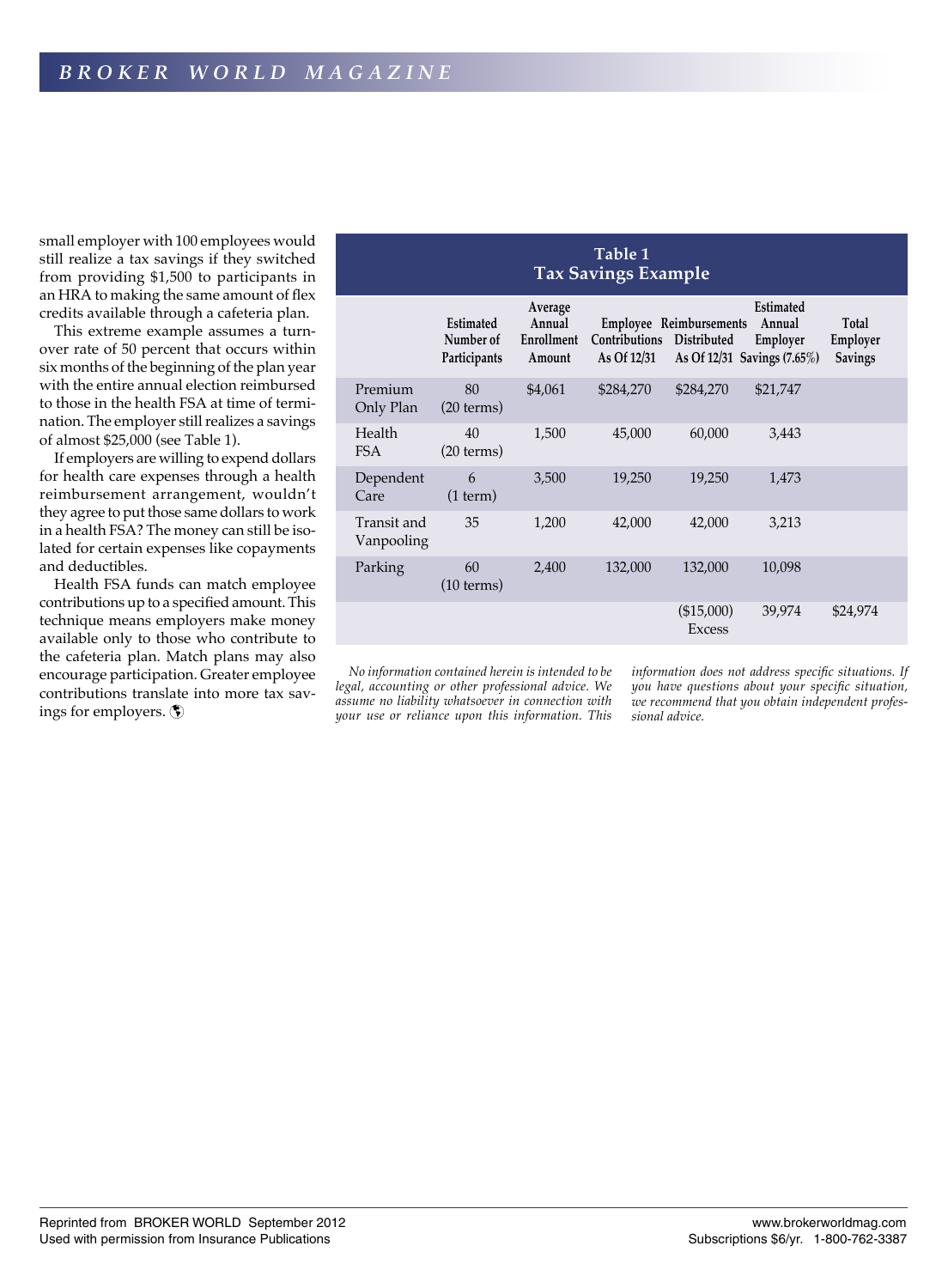small employer with 100 employees would still realize a tax savings if they switched from providing $1,500 to participants in an HRA to making the same amount of flex credits available through a cafeteria plan.

This extreme example assumes a turnover rate of 50 percent that occurs within six months of the beginning of the plan year with the entire annual election reimbursed to those in the health FSA at time of termination. The employer still realizes a savings of almost $25,000 (see Table 1).

If employers are willing to expend dollars for health care expenses through a health reimbursement arrangement, wouldn't they agree to put those same dollars to work in a health FSA? The money can still be isolated for certain expenses like copayments and deductibles.

Health FSA funds can match employee contributions up to a specified amount. This technique means employers make money available only to those who contribute to the cafeteria plan. Match plans may also encourage participation. Greater employee contributions translate into more tax savings for employers.

**Table 1**
**Tax Savings Example**

| | Estimated Number of Participants | Average Annual Enrollment Amount | Employee Contributions As Of 12/31 | Reimbursements Distributed As Of 12/31 | Estimated Annual Employer Savings (7.65%) | Total Employer Savings |
|---|---|---|---|---|---|---|
| Premium Only Plan | 80 (20 terms) | $4,061 | $284,270 | $284,270 | $21,747 | |
| Health FSA | 40 (20 terms) | 1,500 | 45,000 | 60,000 | 3,443 | |
| Dependent Care | 6 (1 term) | 3,500 | 19,250 | 19,250 | 1,473 | |
| Transit and Vanpooling | 35 | 1,200 | 42,000 | 42,000 | 3,213 | |
| Parking | 60 (10 terms) | 2,400 | 132,000 | 132,000 | 10,098 | |
| | | | | ($15,000) Excess | 39,974 | $24,974 |

*No information contained herein is intended to be legal, accounting or other professional advice. We assume no liability whatsoever in connection with your use or reliance upon this information. This information does not address specific situations. If you have questions about your specific situation, we recommend that you obtain independent professional advice.*

Reprinted from BROKER WORLD September 2012
Used with permission from Insurance Publications

www.brokerworldmag.com
Subscriptions $6/yr. 1-800-762-3387